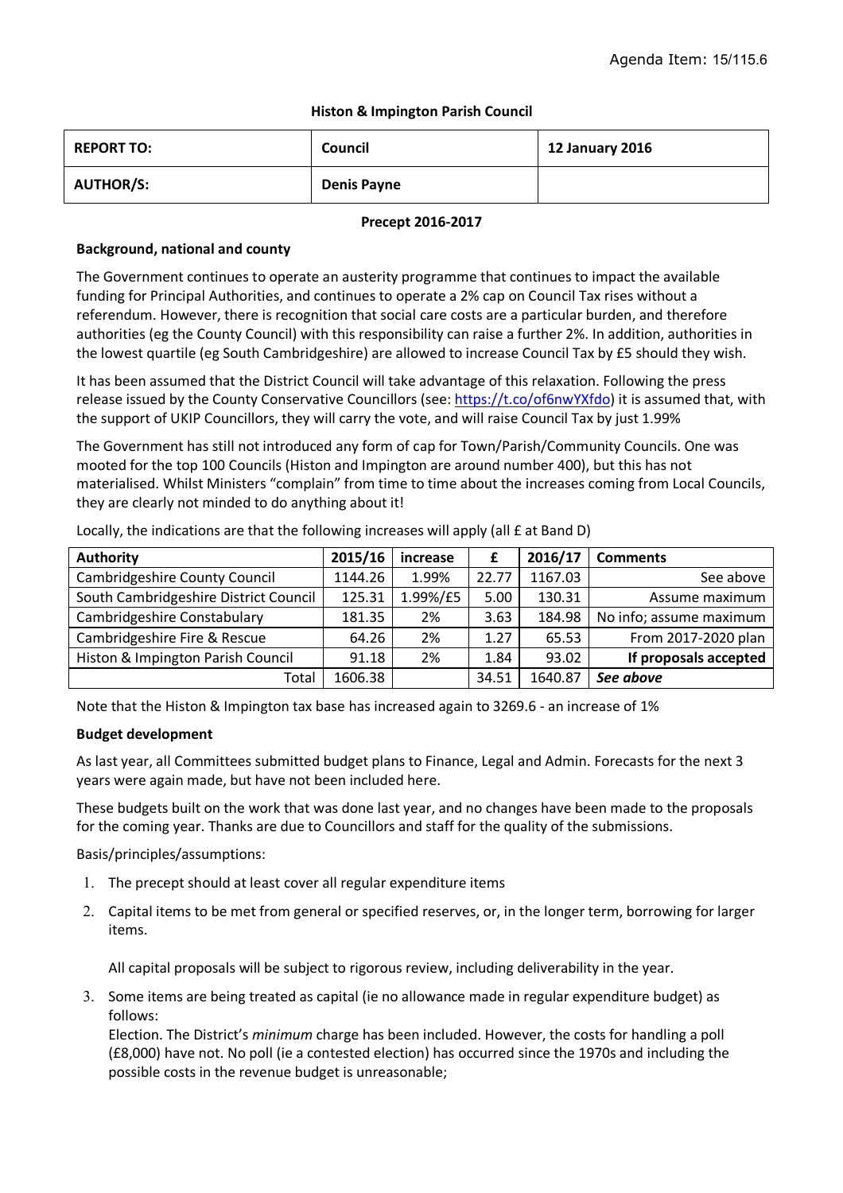Agenda Item: 15/115.6

**Histon & Impington Parish Council**

| REPORT TO: | Council | 12 January 2016 |
|---|---|---|
| AUTHOR/S: | Denis Payne | |

**Precept 2016-2017**

**Background, national and county**

The Government continues to operate an austerity programme that continues to impact the available funding for Principal Authorities, and continues to operate a 2% cap on Council Tax rises without a referendum. However, there is recognition that social care costs are a particular burden, and therefore authorities (eg the County Council) with this responsibility can raise a further 2%. In addition, authorities in the lowest quartile (eg South Cambridgeshire) are allowed to increase Council Tax by £5 should they wish.

It has been assumed that the District Council will take advantage of this relaxation. Following the press release issued by the County Conservative Councillors (see: https://t.co/of6nwYXfdo) it is assumed that, with the support of UKIP Councillors, they will carry the vote, and will raise Council Tax by just 1.99%

The Government has still not introduced any form of cap for Town/Parish/Community Councils. One was mooted for the top 100 Councils (Histon and Impington are around number 400), but this has not materialised. Whilst Ministers "complain" from time to time about the increases coming from Local Councils, they are clearly not minded to do anything about it!

Locally, the indications are that the following increases will apply (all £ at Band D)

| Authority | 2015/16 | increase | £ | 2016/17 | Comments |
|---|---|---|---|---|---|
| Cambridgeshire County Council | 1144.26 | 1.99% | 22.77 | 1167.03 | See above |
| South Cambridgeshire District Council | 125.31 | 1.99%/£5 | 5.00 | 130.31 | Assume maximum |
| Cambridgeshire Constabulary | 181.35 | 2% | 3.63 | 184.98 | No info; assume maximum |
| Cambridgeshire Fire & Rescue | 64.26 | 2% | 1.27 | 65.53 | From 2017-2020 plan |
| Histon & Impington Parish Council | 91.18 | 2% | 1.84 | 93.02 | **If proposals accepted** |
| Total | 1606.38 | | 34.51 | 1640.87 | ***See above*** |

Note that the Histon & Impington tax base has increased again to 3269.6 - an increase of 1%

**Budget development**

As last year, all Committees submitted budget plans to Finance, Legal and Admin. Forecasts for the next 3 years were again made, but have not been included here.

These budgets built on the work that was done last year, and no changes have been made to the proposals for the coming year. Thanks are due to Councillors and staff for the quality of the submissions.

Basis/principles/assumptions:

1. The precept should at least cover all regular expenditure items
2. Capital items to be met from general or specified reserves, or, in the longer term, borrowing for larger items.

   All capital proposals will be subject to rigorous review, including deliverability in the year.

3. Some items are being treated as capital (ie no allowance made in regular expenditure budget) as follows:
   Election. The District's *minimum* charge has been included. However, the costs for handling a poll (£8,000) have not. No poll (ie a contested election) has occurred since the 1970s and including the possible costs in the revenue budget is unreasonable;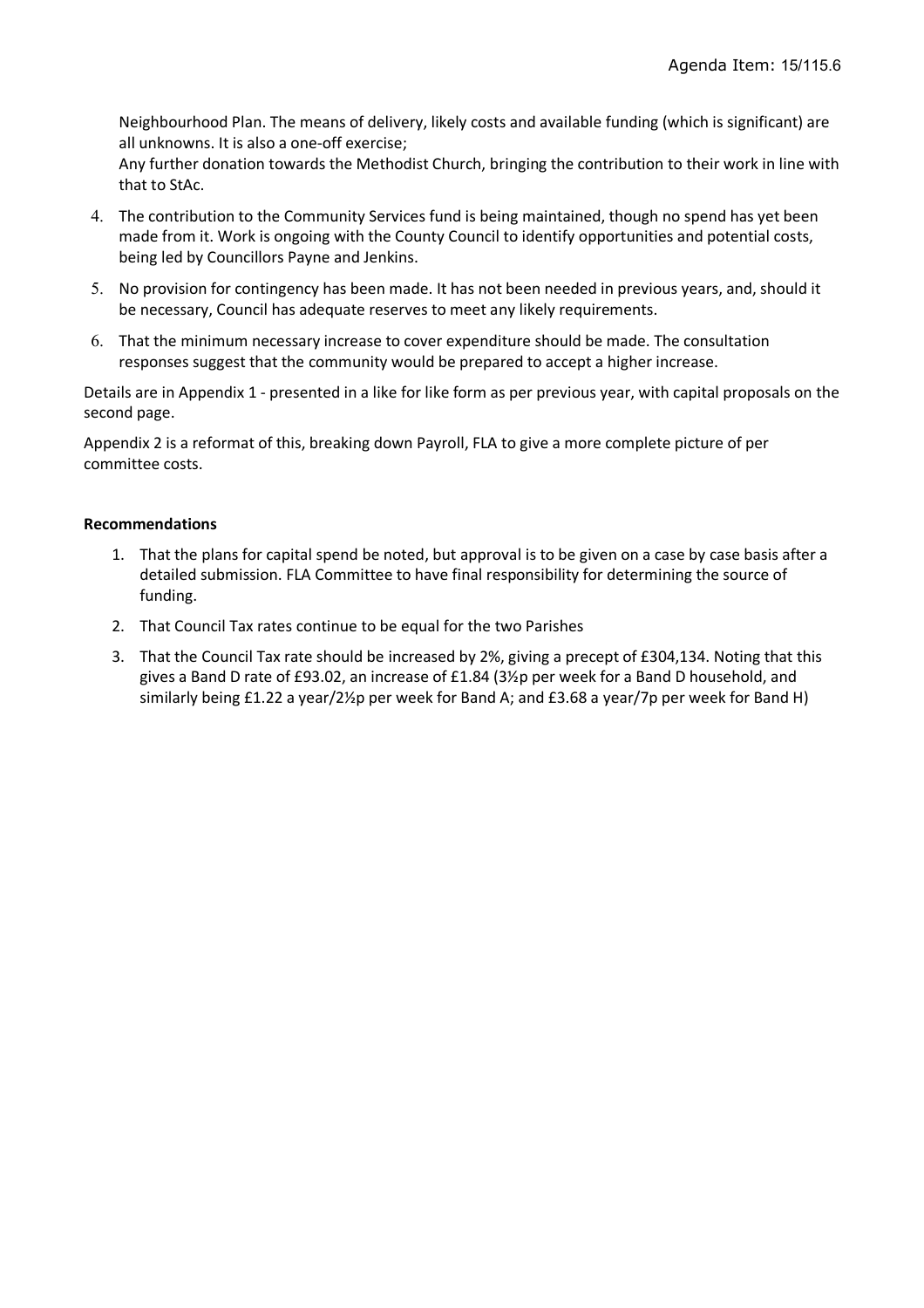Neighbourhood Plan. The means of delivery, likely costs and available funding (which is significant) are all unknowns. It is also a one-off exercise;

Any further donation towards the Methodist Church, bringing the contribution to their work in line with that to StAc.

4. The contribution to the Community Services fund is being maintained, though no spend has yet been made from it. Work is ongoing with the County Council to identify opportunities and potential costs, being led by Councillors Payne and Jenkins.
5. No provision for contingency has been made. It has not been needed in previous years, and, should it be necessary, Council has adequate reserves to meet any likely requirements.
6. That the minimum necessary increase to cover expenditure should be made. The consultation responses suggest that the community would be prepared to accept a higher increase.

Details are in Appendix 1 - presented in a like for like form as per previous year, with capital proposals on the second page.

Appendix 2 is a reformat of this, breaking down Payroll, FLA to give a more complete picture of per committee costs.

**Recommendations**

1. That the plans for capital spend be noted, but approval is to be given on a case by case basis after a detailed submission. FLA Committee to have final responsibility for determining the source of funding.
2. That Council Tax rates continue to be equal for the two Parishes
3. That the Council Tax rate should be increased by 2%, giving a precept of £304,134. Noting that this gives a Band D rate of £93.02, an increase of £1.84 (3½p per week for a Band D household, and similarly being £1.22 a year/2½p per week for Band A; and £3.68 a year/7p per week for Band H)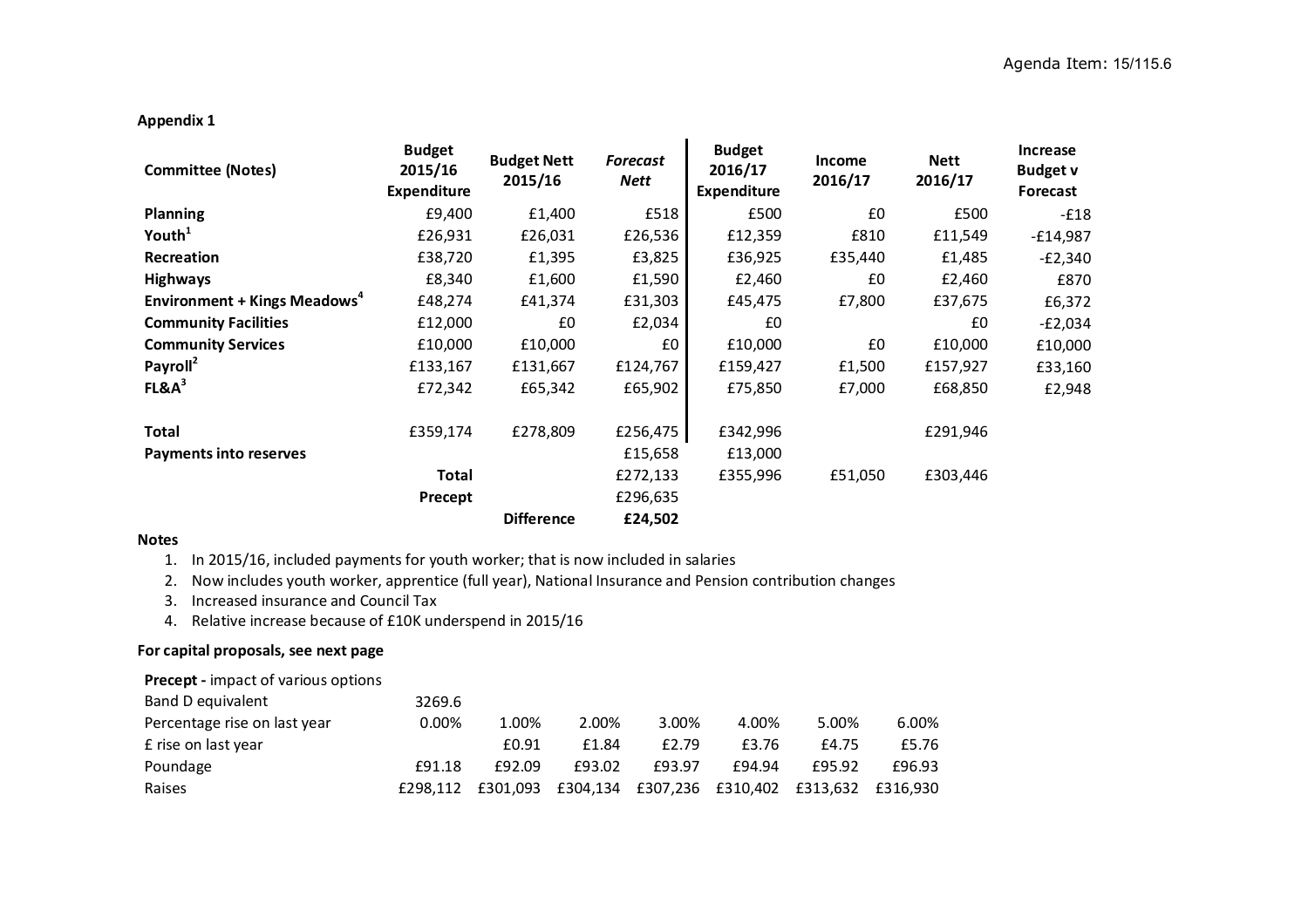Agenda Item: 15/115.6

**Appendix 1**

| **Committee (Notes)** | **Budget 2015/16 Expenditure** | **Budget Nett 2015/16** | ***Forecast Nett*** | **Budget 2016/17 Expenditure** | **Income 2016/17** | **Nett 2016/17** | **Increase Budget v Forecast** |
|---|---|---|---|---|---|---|---|
| **Planning** | £9,400 | £1,400 | £518 | £500 | £0 | £500 | -£18 |
| **Youth[1]** | £26,931 | £26,031 | £26,536 | £12,359 | £810 | £11,549 | -£14,987 |
| **Recreation** | £38,720 | £1,395 | £3,825 | £36,925 | £35,440 | £1,485 | -£2,340 |
| **Highways** | £8,340 | £1,600 | £1,590 | £2,460 | £0 | £2,460 | £870 |
| **Environment + Kings Meadows[4]** | £48,274 | £41,374 | £31,303 | £45,475 | £7,800 | £37,675 | £6,372 |
| **Community Facilities** | £12,000 | £0 | £2,034 | £0 | | £0 | -£2,034 |
| **Community Services** | £10,000 | £10,000 | £0 | £10,000 | £0 | £10,000 | £10,000 |
| **Payroll[2]** | £133,167 | £131,667 | £124,767 | £159,427 | £1,500 | £157,927 | £33,160 |
| **FL&A[3]** | £72,342 | £65,342 | £65,902 | £75,850 | £7,000 | £68,850 | £2,948 |
| | | | | | | | |
| **Total** | £359,174 | £278,809 | £256,475 | £342,996 | | £291,946 | |
| **Payments into reserves** | | | £15,658 | £13,000 | | | |
| | **Total** | | £272,133 | £355,996 | £51,050 | £303,446 | |
| | **Precept** | | £296,635 | | | | |
| | | **Difference** | **£24,502** | | | | |

**Notes**

1. In 2015/16, included payments for youth worker; that is now included in salaries
2. Now includes youth worker, apprentice (full year), National Insurance and Pension contribution changes
3. Increased insurance and Council Tax
4. Relative increase because of £10K underspend in 2015/16

**For capital proposals, see next page**

| **Precept -** impact of various options | | | | | | | |
|---|---|---|---|---|---|---|---|
| Band D equivalent | 3269.6 | | | | | | |
| Percentage rise on last year | 0.00% | 1.00% | 2.00% | 3.00% | 4.00% | 5.00% | 6.00% |
| £ rise on last year | | £0.91 | £1.84 | £2.79 | £3.76 | £4.75 | £5.76 |
| Poundage | £91.18 | £92.09 | £93.02 | £93.97 | £94.94 | £95.92 | £96.93 |
| Raises | £298,112 | £301,093 | £304,134 | £307,236 | £310,402 | £313,632 | £316,930 |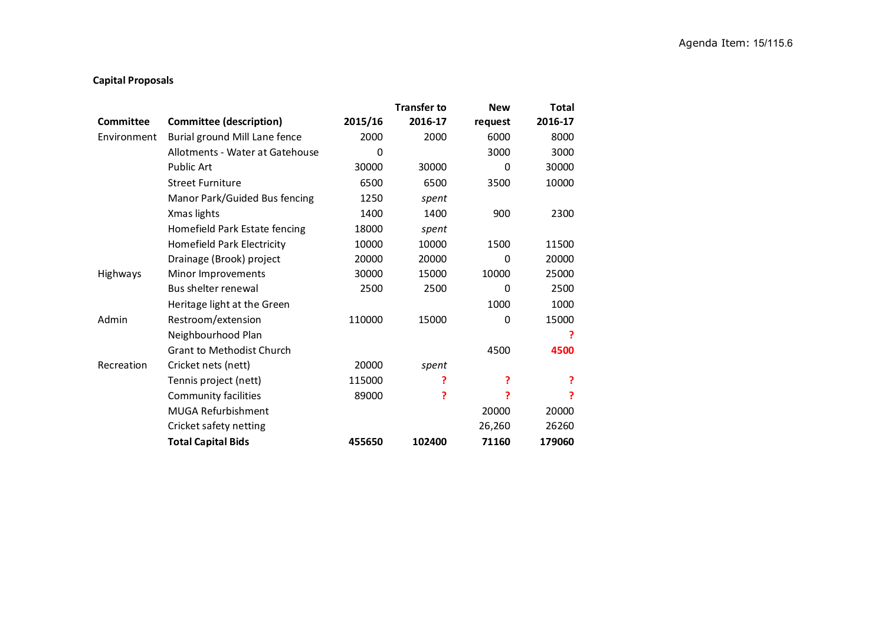Agenda Item: 15/115.6

**Capital Proposals**

| Committee | Committee (description) | 2015/16 | Transfer to 2016-17 | New request | Total 2016-17 |
|---|---|---|---|---|---|
| Environment | Burial ground Mill Lane fence | 2000 | 2000 | 6000 | 8000 |
| | Allotments - Water at Gatehouse | 0 | | 3000 | 3000 |
| | Public Art | 30000 | 30000 | 0 | 30000 |
| | Street Furniture | 6500 | 6500 | 3500 | 10000 |
| | Manor Park/Guided Bus fencing | 1250 | *spent* | | |
| | Xmas lights | 1400 | 1400 | 900 | 2300 |
| | Homefield Park Estate fencing | 18000 | *spent* | | |
| | Homefield Park Electricity | 10000 | 10000 | 1500 | 11500 |
| | Drainage (Brook) project | 20000 | 20000 | 0 | 20000 |
| Highways | Minor Improvements | 30000 | 15000 | 10000 | 25000 |
| | Bus shelter renewal | 2500 | 2500 | 0 | 2500 |
| | Heritage light at the Green | | | 1000 | 1000 |
| Admin | Restroom/extension | 110000 | 15000 | 0 | 15000 |
| | Neighbourhood Plan | | | | ? |
| | Grant to Methodist Church | | | 4500 | **4500** |
| Recreation | Cricket nets (nett) | 20000 | *spent* | | |
| | Tennis project (nett) | 115000 | ? | ? | ? |
| | Community facilities | 89000 | ? | ? | ? |
| | MUGA Refurbishment | | | 20000 | 20000 |
| | Cricket safety netting | | | 26,260 | 26260 |
| | **Total Capital Bids** | **455650** | **102400** | **71160** | **179060** |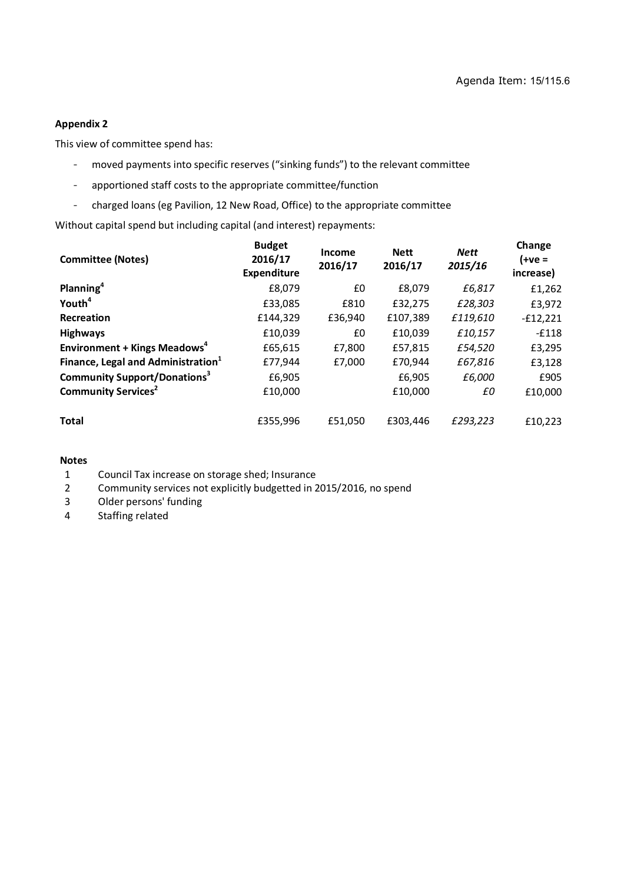Agenda Item: 15/115.6

**Appendix 2**

This view of committee spend has:

- moved payments into specific reserves ("sinking funds") to the relevant committee
- apportioned staff costs to the appropriate committee/function
- charged loans (eg Pavilion, 12 New Road, Office) to the appropriate committee

Without capital spend but including capital (and interest) repayments:

| Committee (Notes) | Budget 2016/17 Expenditure | Income 2016/17 | Nett 2016/17 | *Nett 2015/16* | Change (+ve = increase) |
|---|---|---|---|---|---|
| **Planning**[4] | £8,079 | £0 | £8,079 | *£6,817* | £1,262 |
| **Youth**[4] | £33,085 | £810 | £32,275 | *£28,303* | £3,972 |
| **Recreation** | £144,329 | £36,940 | £107,389 | *£119,610* | -£12,221 |
| **Highways** | £10,039 | £0 | £10,039 | *£10,157* | -£118 |
| **Environment + Kings Meadows**[4] | £65,615 | £7,800 | £57,815 | *£54,520* | £3,295 |
| **Finance, Legal and Administration**[1] | £77,944 | £7,000 | £70,944 | *£67,816* | £3,128 |
| **Community Support/Donations**[3] | £6,905 | | £6,905 | *£6,000* | £905 |
| **Community Services**[2] | £10,000 | | £10,000 | *£0* | £10,000 |
| **Total** | £355,996 | £51,050 | £303,446 | *£293,223* | £10,223 |

**Notes**

1. Council Tax increase on storage shed; Insurance
2. Community services not explicitly budgetted in 2015/2016, no spend
3. Older persons' funding
4. Staffing related